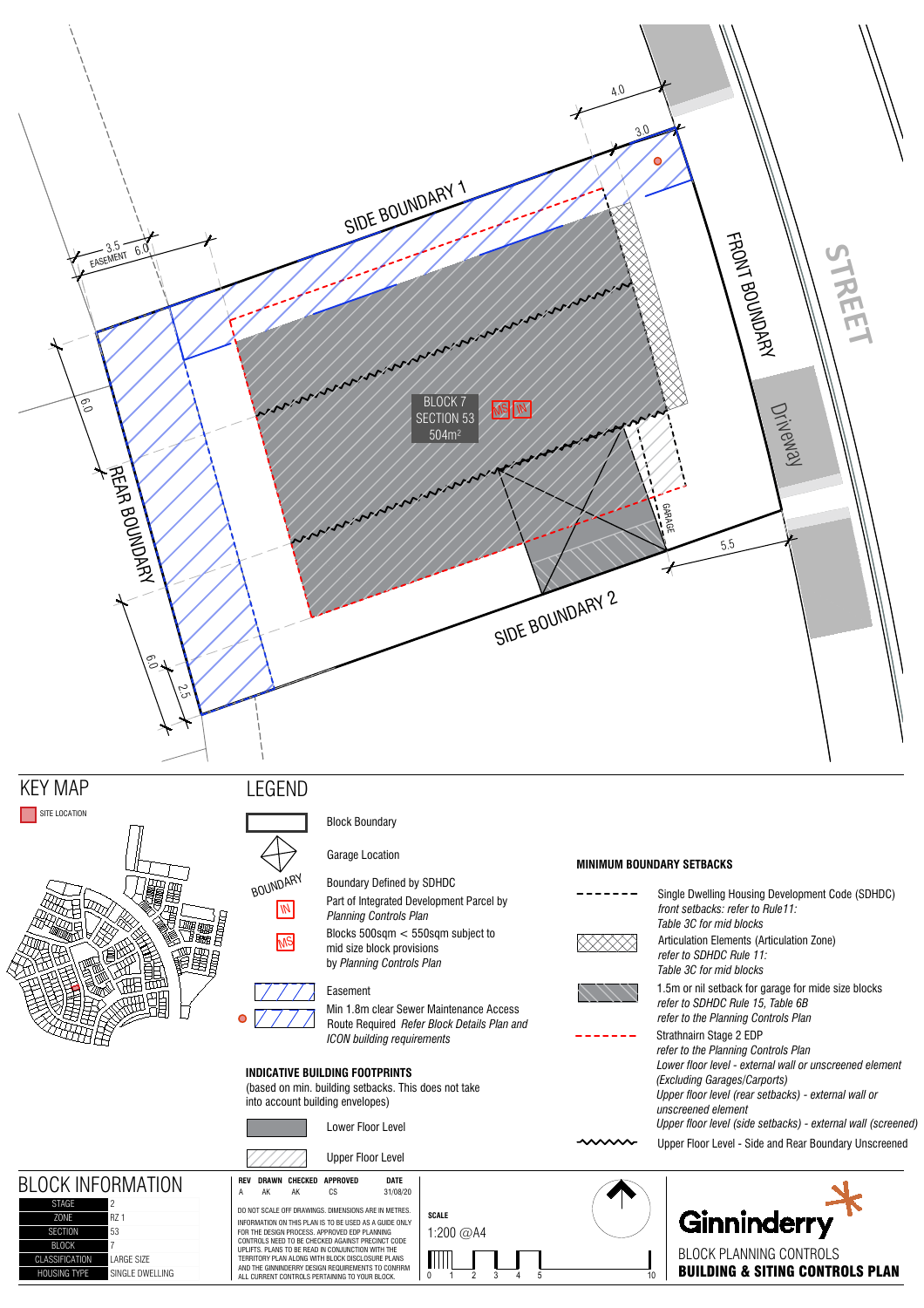SIDE BOUNDARY 1

FRONT BOUNDARY

STREET

Driveway

REAR BOUNDARY

SIDE BOUNDARY 2

BLOCK 7
SECTION 53
504m²

MS IN

GARAGE

EASEMENT 3.5 6.0

4.0

3.0

6.0

6.0

2.5

5.5

## KEY MAP

SITE LOCATION

## LEGEND

- Block Boundary
- Garage Location
- BOUNDARY — Boundary Defined by SDHDC
- IN — Part of Integrated Development Parcel by *Planning Controls Plan*
- MS — Blocks 500sqm < 550sqm subject to mid size block provisions by *Planning Controls Plan*
- Easement
- Min 1.8m clear Sewer Maintenance Access Route Required *Refer Block Details Plan and ICON building requirements*

### INDICATIVE BUILDING FOOTPRINTS

(based on min. building setbacks. This does not take into account building envelopes)

- Lower Floor Level
- Upper Floor Level

### MINIMUM BOUNDARY SETBACKS

- Single Dwelling Housing Development Code (SDHDC) *front setbacks: refer to Rule11: Table 3C for mid blocks*
- Articulation Elements (Articulation Zone) *refer to SDHDC Rule 11: Table 3C for mid blocks*
- 1.5m or nil setback for garage for mide size blocks *refer to SDHDC Rule 15, Table 6B refer to the Planning Controls Plan*
- Strathnairn Stage 2 EDP *refer to the Planning Controls Plan Lower floor level - external wall or unscreened element (Excluding Garages/Carports) Upper floor level (rear setbacks) - external wall or unscreened element Upper floor level (side setbacks) - external wall (screened)*
- Upper Floor Level - Side and Rear Boundary Unscreened

## BLOCK INFORMATION

| | |
|---|---|
| STAGE | 2 |
| ZONE | RZ 1 |
| SECTION | 53 |
| BLOCK | 7 |
| CLASSIFICATION | LARGE SIZE |
| HOUSING TYPE | SINGLE DWELLING |

| REV | DRAWN | CHECKED | APPROVED | DATE |
|---|---|---|---|---|
| A | AK | AK | CS | 31/08/20 |

DO NOT SCALE OFF DRAWINGS. DIMENSIONS ARE IN METRES.
INFORMATION ON THIS PLAN IS TO BE USED AS A GUIDE ONLY FOR THE DESIGN PROCESS. APPROVED EDP PLANNING CONTROLS NEED TO BE CHECKED AGAINST PRECINCT CODE UPLIFTS. PLANS TO BE READ IN CONJUNCTION WITH THE TERRITORY PLAN ALONG WITH BLOCK DISCLOSURE PLANS AND THE GINNINDERRY DESIGN REQUIREMENTS TO CONFIRM ALL CURRENT CONTROLS PERTAINING TO YOUR BLOCK.

SCALE
1:200 @A4
0 1 2 3 4 5 10

Ginninderry

BLOCK PLANNING CONTROLS
**BUILDING & SITING CONTROLS PLAN**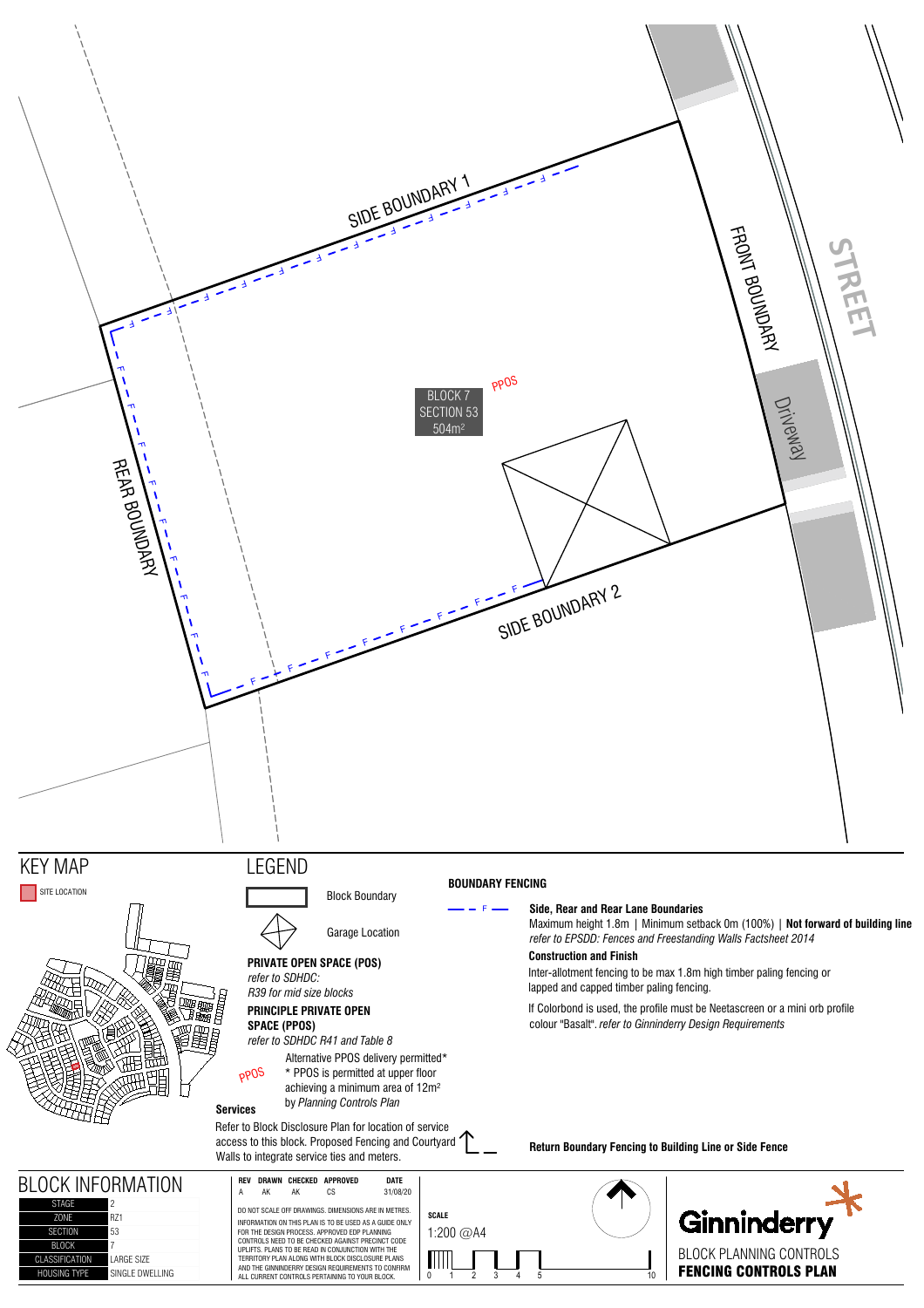SIDE BOUNDARY 1

FRONT BOUNDARY

STREET

Driveway

BLOCK 7
SECTION 53
504m²

PPOS

REAR BOUNDARY

SIDE BOUNDARY 2

## KEY MAP

SITE LOCATION

## LEGEND

Block Boundary

Garage Location

**PRIVATE OPEN SPACE (POS)**
*refer to SDHDC:*
*R39 for mid size blocks*

**PRINCIPLE PRIVATE OPEN SPACE (PPOS)**
*refer to SDHDC R41 and Table 8*

PPOS Alternative PPOS delivery permitted*
* PPOS is permitted at upper floor achieving a minimum area of 12m²
by *Planning Controls Plan*

**Services**

Refer to Block Disclosure Plan for location of service access to this block. Proposed Fencing and Courtyard Walls to integrate service ties and meters.

**BOUNDARY FENCING**

**Side, Rear and Rear Lane Boundaries**
Maximum height 1.8m | Minimum setback 0m (100%) | **Not forward of building line**
*refer to EPSDD: Fences and Freestanding Walls Factsheet 2014*

**Construction and Finish**
Inter-allotment fencing to be max 1.8m high timber paling fencing or lapped and capped timber paling fencing.

If Colorbond is used, the profile must be Neetascreen or a mini orb profile colour "Basalt". *refer to Ginninderry Design Requirements*

**Return Boundary Fencing to Building Line or Side Fence**

## BLOCK INFORMATION

| | |
|---|---|
| STAGE | 2 |
| ZONE | RZ1 |
| SECTION | 53 |
| BLOCK | 7 |
| CLASSIFICATION | LARGE SIZE |
| HOUSING TYPE | SINGLE DWELLING |

| REV | DRAWN | CHECKED | APPROVED | DATE |
|---|---|---|---|---|
| A | AK | AK | CS | 31/08/20 |

DO NOT SCALE OFF DRAWINGS. DIMENSIONS ARE IN METRES.
INFORMATION ON THIS PLAN IS TO BE USED AS A GUIDE ONLY FOR THE DESIGN PROCESS. APPROVED EDP PLANNING CONTROLS NEED TO BE CHECKED AGAINST PRECINCT CODE UPLIFTS. PLANS TO BE READ IN CONJUNCTION WITH THE TERRITORY PLAN ALONG WITH BLOCK DISCLOSURE PLANS AND THE GINNINDERRY DESIGN REQUIREMENTS TO CONFIRM ALL CURRENT CONTROLS PERTAINING TO YOUR BLOCK.

SCALE
1:200 @A4

0 1 2 3 4 5 10

Ginninderry

BLOCK PLANNING CONTROLS
**FENCING CONTROLS PLAN**